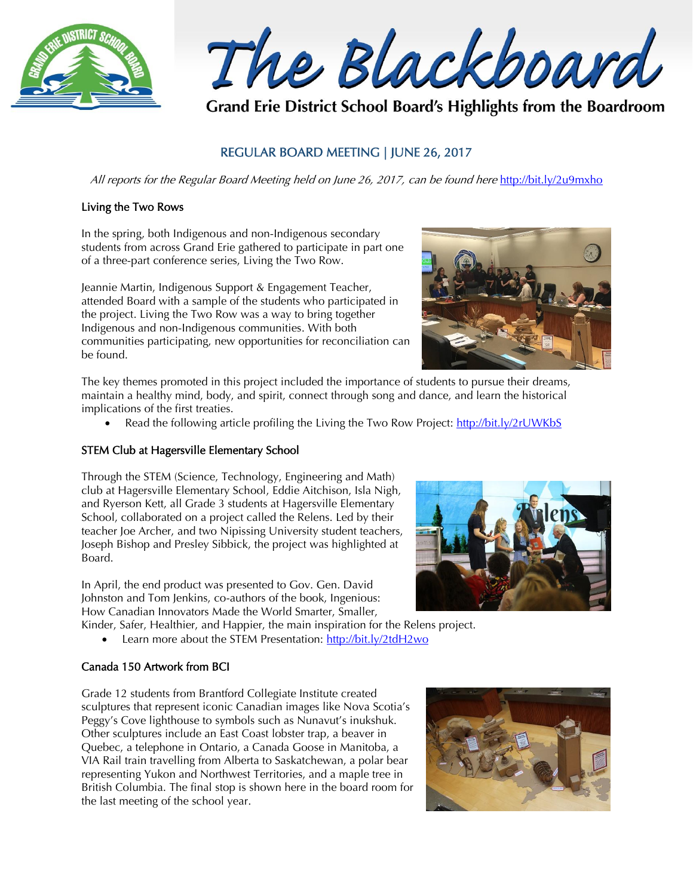# The Blackboard

Grand Erie District School Board's Highlights from the Boardroom

## REGULAR BOARD MEETING | JUNE 26, 2017

*All reports for the Regular Board Meeting held on June 26, 2017, can be found here* http://bit.ly/2u9mxho

### Living the Two Rows

In the spring, both Indigenous and non-Indigenous secondary students from across Grand Erie gathered to participate in part one of a three-part conference series, Living the Two Row.

Jeannie Martin, Indigenous Support & Engagement Teacher, attended Board with a sample of the students who participated in the project. Living the Two Row was a way to bring together Indigenous and non-Indigenous communities. With both communities participating, new opportunities for reconciliation can be found.

The key themes promoted in this project included the importance of students to pursue their dreams, maintain a healthy mind, body, and spirit, connect through song and dance, and learn the historical implications of the first treaties.

- Read the following article profiling the Living the Two Row Project: http://bit.ly/2rUWKbS

### STEM Club at Hagersville Elementary School

Through the STEM (Science, Technology, Engineering and Math) club at Hagersville Elementary School, Eddie Aitchison, Isla Nigh, and Ryerson Kett, all Grade 3 students at Hagersville Elementary School, collaborated on a project called the Relens. Led by their teacher Joe Archer, and two Nipissing University student teachers, Joseph Bishop and Presley Sibbick, the project was highlighted at Board.

In April, the end product was presented to Gov. Gen. David Johnston and Tom Jenkins, co-authors of the book, Ingenious: How Canadian Innovators Made the World Smarter, Smaller, Kinder, Safer, Healthier, and Happier, the main inspiration for the Relens project.

- Learn more about the STEM Presentation: http://bit.ly/2tdH2wo

### Canada 150 Artwork from BCI

Grade 12 students from Brantford Collegiate Institute created sculptures that represent iconic Canadian images like Nova Scotia's Peggy's Cove lighthouse to symbols such as Nunavut's inukshuk. Other sculptures include an East Coast lobster trap, a beaver in Quebec, a telephone in Ontario, a Canada Goose in Manitoba, a VIA Rail train travelling from Alberta to Saskatchewan, a polar bear representing Yukon and Northwest Territories, and a maple tree in British Columbia. The final stop is shown here in the board room for the last meeting of the school year.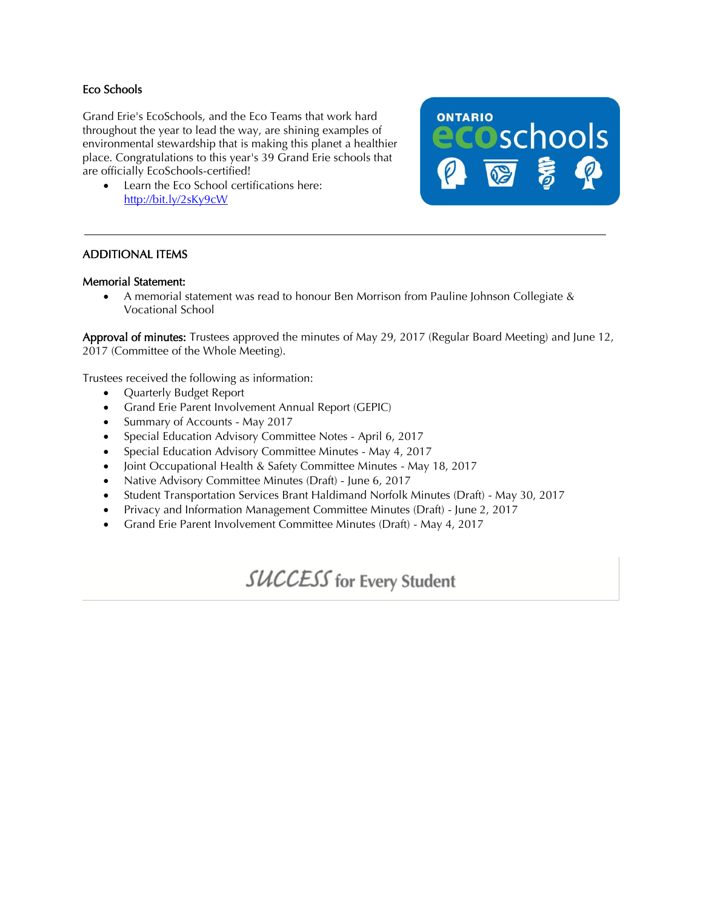### Eco Schools

Grand Erie's EcoSchools, and the Eco Teams that work hard throughout the year to lead the way, are shining examples of environmental stewardship that is making this planet a healthier place. Congratulations to this year's 39 Grand Erie schools that are officially EcoSchools-certified!

- Learn the Eco School certifications here: http://bit.ly/2sKy9cW

---

## ADDITIONAL ITEMS

### Memorial Statement:

- A memorial statement was read to honour Ben Morrison from Pauline Johnson Collegiate & Vocational School

**Approval of minutes:** Trustees approved the minutes of May 29, 2017 (Regular Board Meeting) and June 12, 2017 (Committee of the Whole Meeting).

Trustees received the following as information:

- Quarterly Budget Report
- Grand Erie Parent Involvement Annual Report (GEPIC)
- Summary of Accounts - May 2017
- Special Education Advisory Committee Notes - April 6, 2017
- Special Education Advisory Committee Minutes - May 4, 2017
- Joint Occupational Health & Safety Committee Minutes - May 18, 2017
- Native Advisory Committee Minutes (Draft) - June 6, 2017
- Student Transportation Services Brant Haldimand Norfolk Minutes (Draft) - May 30, 2017
- Privacy and Information Management Committee Minutes (Draft) - June 2, 2017
- Grand Erie Parent Involvement Committee Minutes (Draft) - May 4, 2017

SUCCESS for Every Student